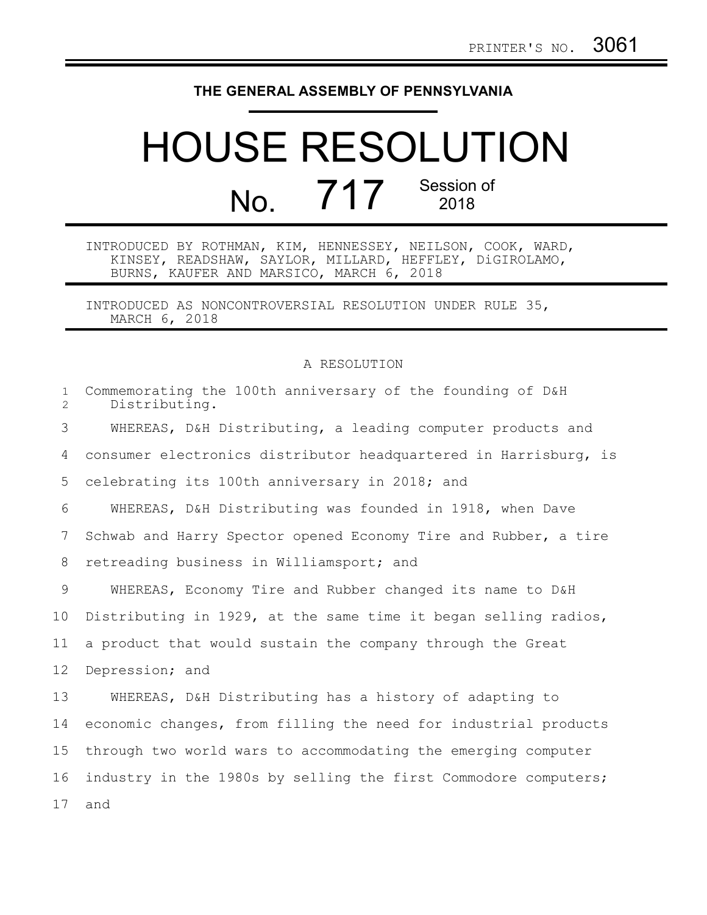PRINTER'S NO. 3061

**THE GENERAL ASSEMBLY OF PENNSYLVANIA**

# HOUSE RESOLUTION

## No. 717 Session of 2018

INTRODUCED BY ROTHMAN, KIM, HENNESSEY, NEILSON, COOK, WARD, KINSEY, READSHAW, SAYLOR, MILLARD, HEFFLEY, DiGIROLAMO, BURNS, KAUFER AND MARSICO, MARCH 6, 2018

INTRODUCED AS NONCONTROVERSIAL RESOLUTION UNDER RULE 35, MARCH 6, 2018

A RESOLUTION

Commemorating the 100th anniversary of the founding of D&H Distributing.

WHEREAS, D&H Distributing, a leading computer products and consumer electronics distributor headquartered in Harrisburg, is celebrating its 100th anniversary in 2018; and

WHEREAS, D&H Distributing was founded in 1918, when Dave Schwab and Harry Spector opened Economy Tire and Rubber, a tire retreading business in Williamsport; and

WHEREAS, Economy Tire and Rubber changed its name to D&H Distributing in 1929, at the same time it began selling radios, a product that would sustain the company through the Great Depression; and

WHEREAS, D&H Distributing has a history of adapting to economic changes, from filling the need for industrial products through two world wars to accommodating the emerging computer industry in the 1980s by selling the first Commodore computers; and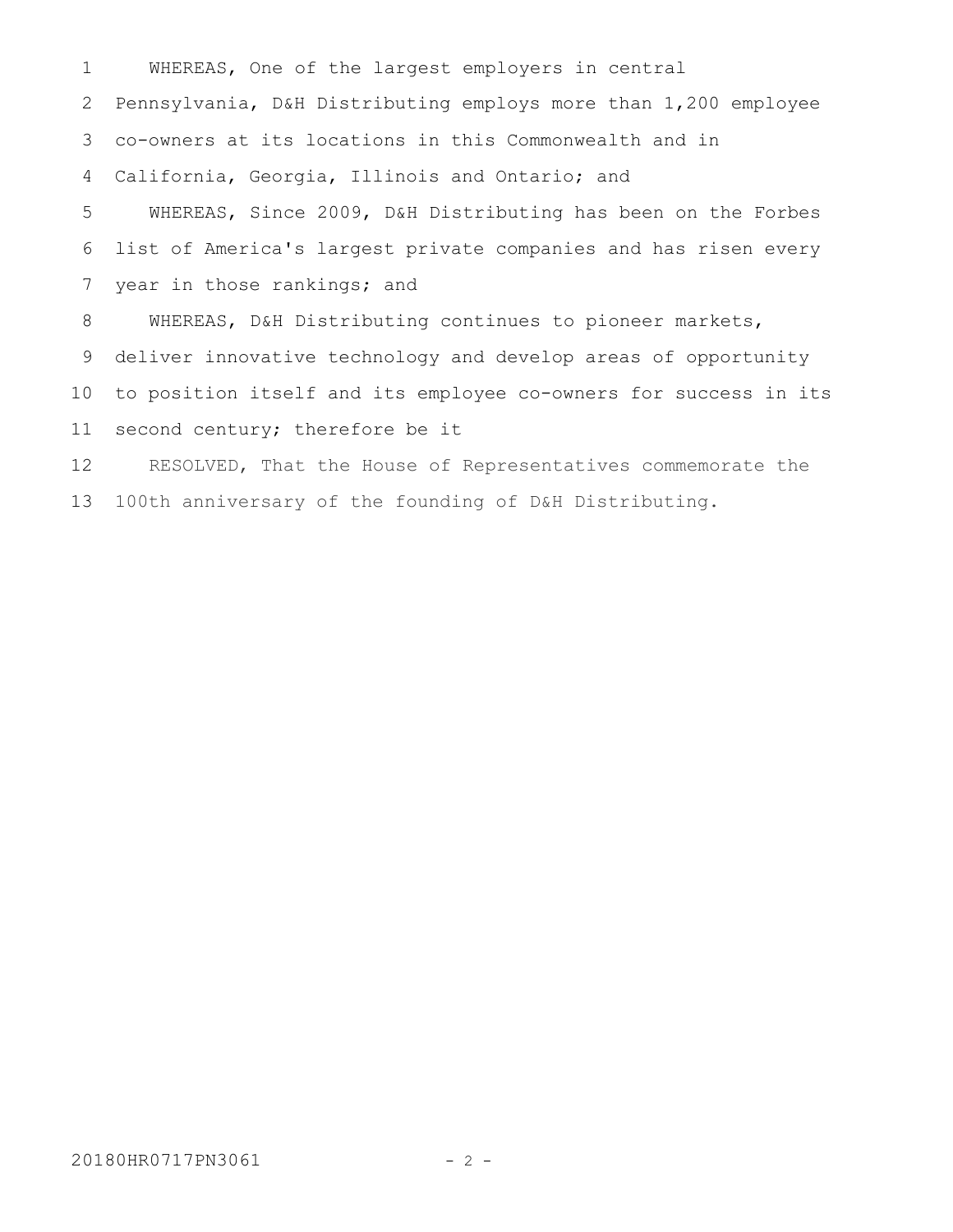WHEREAS, One of the largest employers in central Pennsylvania, D&H Distributing employs more than 1,200 employee co-owners at its locations in this Commonwealth and in California, Georgia, Illinois and Ontario; and

WHEREAS, Since 2009, D&H Distributing has been on the Forbes list of America's largest private companies and has risen every year in those rankings; and

WHEREAS, D&H Distributing continues to pioneer markets, deliver innovative technology and develop areas of opportunity to position itself and its employee co-owners for success in its second century; therefore be it

RESOLVED, That the House of Representatives commemorate the 100th anniversary of the founding of D&H Distributing.